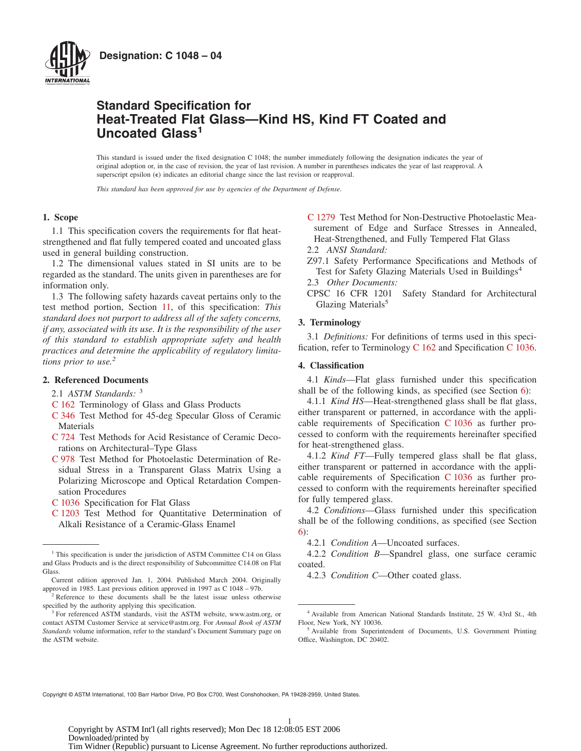**Designation: C 1048 – 04**

# Standard Specification for Heat-Treated Flat Glass—Kind HS, Kind FT Coated and Uncoated Glass[1]

This standard is issued under the fixed designation C 1048; the number immediately following the designation indicates the year of original adoption or, in the case of revision, the year of last revision. A number in parentheses indicates the year of last reapproval. A superscript epsilon (ε) indicates an editorial change since the last revision or reapproval.

*This standard has been approved for use by agencies of the Department of Defense.*

## 1. Scope

1.1 This specification covers the requirements for flat heat-strengthened and flat fully tempered coated and uncoated glass used in general building construction.

1.2 The dimensional values stated in SI units are to be regarded as the standard. The units given in parentheses are for information only.

1.3 The following safety hazards caveat pertains only to the test method portion, Section 11, of this specification: *This standard does not purport to address all of the safety concerns, if any, associated with its use. It is the responsibility of the user of this standard to establish appropriate safety and health practices and determine the applicability of regulatory limitations prior to use.*[2]

## 2. Referenced Documents

2.1 *ASTM Standards:* [3]

C 162 Terminology of Glass and Glass Products

C 346 Test Method for 45-deg Specular Gloss of Ceramic Materials

C 724 Test Methods for Acid Resistance of Ceramic Decorations on Architectural–Type Glass

C 978 Test Method for Photoelastic Determination of Residual Stress in a Transparent Glass Matrix Using a Polarizing Microscope and Optical Retardation Compensation Procedures

C 1036 Specification for Flat Glass

C 1203 Test Method for Quantitative Determination of Alkali Resistance of a Ceramic-Glass Enamel

C 1279 Test Method for Non-Destructive Photoelastic Measurement of Edge and Surface Stresses in Annealed, Heat-Strengthened, and Fully Tempered Flat Glass

2.2 *ANSI Standard:*

Z97.1 Safety Performance Specifications and Methods of Test for Safety Glazing Materials Used in Buildings[4]

2.3 *Other Documents:*

CPSC 16 CFR 1201 Safety Standard for Architectural Glazing Materials[5]

## 3. Terminology

3.1 *Definitions:* For definitions of terms used in this specification, refer to Terminology C 162 and Specification C 1036.

## 4. Classification

4.1 *Kinds*—Flat glass furnished under this specification shall be of the following kinds, as specified (see Section 6):

4.1.1 *Kind HS*—Heat-strengthened glass shall be flat glass, either transparent or patterned, in accordance with the applicable requirements of Specification C 1036 as further processed to conform with the requirements hereinafter specified for heat-strengthened glass.

4.1.2 *Kind FT*—Fully tempered glass shall be flat glass, either transparent or patterned in accordance with the applicable requirements of Specification C 1036 as further processed to conform with the requirements hereinafter specified for fully tempered glass.

4.2 *Conditions*—Glass furnished under this specification shall be of the following conditions, as specified (see Section 6):

4.2.1 *Condition A*—Uncoated surfaces.

4.2.2 *Condition B*—Spandrel glass, one surface ceramic coated.

4.2.3 *Condition C*—Other coated glass.

---

[1] This specification is under the jurisdiction of ASTM Committee C14 on Glass and Glass Products and is the direct responsibility of Subcommittee C14.08 on Flat Glass.

Current edition approved Jan. 1, 2004. Published March 2004. Originally approved in 1985. Last previous edition approved in 1997 as C 1048 – 97b.

[2] Reference to these documents shall be the latest issue unless otherwise specified by the authority applying this specification.

[3] For referenced ASTM standards, visit the ASTM website, www.astm.org, or contact ASTM Customer Service at service@astm.org. For *Annual Book of ASTM Standards* volume information, refer to the standard's Document Summary page on the ASTM website.

[4] Available from American National Standards Institute, 25 W. 43rd St., 4th Floor, New York, NY 10036.

[5] Available from Superintendent of Documents, U.S. Government Printing Office, Washington, DC 20402.

Copyright © ASTM International, 100 Barr Harbor Drive, PO Box C700, West Conshohocken, PA 19428-2959, United States.

Copyright by ASTM Int'l (all rights reserved); Mon Dec 18 12:08:05 EST 2006
Downloaded/printed by
Tim Widner (Republic) pursuant to License Agreement. No further reproductions authorized.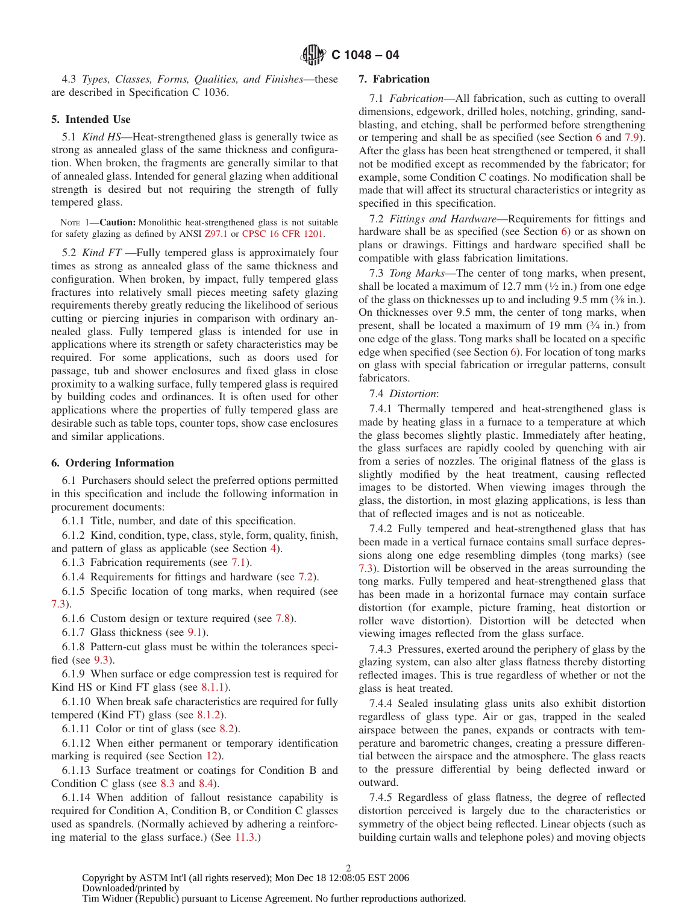4.3 *Types, Classes, Forms, Qualities, and Finishes*—these are described in Specification C 1036.

## 5. Intended Use

5.1 *Kind HS*—Heat-strengthened glass is generally twice as strong as annealed glass of the same thickness and configuration. When broken, the fragments are generally similar to that of annealed glass. Intended for general glazing when additional strength is desired but not requiring the strength of fully tempered glass.

NOTE 1—**Caution:** Monolithic heat-strengthened glass is not suitable for safety glazing as defined by ANSI Z97.1 or CPSC 16 CFR 1201.

5.2 *Kind FT* —Fully tempered glass is approximately four times as strong as annealed glass of the same thickness and configuration. When broken, by impact, fully tempered glass fractures into relatively small pieces meeting safety glazing requirements thereby greatly reducing the likelihood of serious cutting or piercing injuries in comparison with ordinary annealed glass. Fully tempered glass is intended for use in applications where its strength or safety characteristics may be required. For some applications, such as doors used for passage, tub and shower enclosures and fixed glass in close proximity to a walking surface, fully tempered glass is required by building codes and ordinances. It is often used for other applications where the properties of fully tempered glass are desirable such as table tops, counter tops, show case enclosures and similar applications.

## 6. Ordering Information

6.1 Purchasers should select the preferred options permitted in this specification and include the following information in procurement documents:

6.1.1 Title, number, and date of this specification.

6.1.2 Kind, condition, type, class, style, form, quality, finish, and pattern of glass as applicable (see Section 4).

6.1.3 Fabrication requirements (see 7.1).

6.1.4 Requirements for fittings and hardware (see 7.2).

6.1.5 Specific location of tong marks, when required (see 7.3).

6.1.6 Custom design or texture required (see 7.8).

6.1.7 Glass thickness (see 9.1).

6.1.8 Pattern-cut glass must be within the tolerances specified (see 9.3).

6.1.9 When surface or edge compression test is required for Kind HS or Kind FT glass (see 8.1.1).

6.1.10 When break safe characteristics are required for fully tempered (Kind FT) glass (see 8.1.2).

6.1.11 Color or tint of glass (see 8.2).

6.1.12 When either permanent or temporary identification marking is required (see Section 12).

6.1.13 Surface treatment or coatings for Condition B and Condition C glass (see 8.3 and 8.4).

6.1.14 When addition of fallout resistance capability is required for Condition A, Condition B, or Condition C glasses used as spandrels. (Normally achieved by adhering a reinforcing material to the glass surface.) (See 11.3.)

## 7. Fabrication

7.1 *Fabrication*—All fabrication, such as cutting to overall dimensions, edgework, drilled holes, notching, grinding, sandblasting, and etching, shall be performed before strengthening or tempering and shall be as specified (see Section 6 and 7.9). After the glass has been heat strengthened or tempered, it shall not be modified except as recommended by the fabricator; for example, some Condition C coatings. No modification shall be made that will affect its structural characteristics or integrity as specified in this specification.

7.2 *Fittings and Hardware*—Requirements for fittings and hardware shall be as specified (see Section 6) or as shown on plans or drawings. Fittings and hardware specified shall be compatible with glass fabrication limitations.

7.3 *Tong Marks*—The center of tong marks, when present, shall be located a maximum of 12.7 mm (½ in.) from one edge of the glass on thicknesses up to and including 9.5 mm (⅜ in.). On thicknesses over 9.5 mm, the center of tong marks, when present, shall be located a maximum of 19 mm (¾ in.) from one edge of the glass. Tong marks shall be located on a specific edge when specified (see Section 6). For location of tong marks on glass with special fabrication or irregular patterns, consult fabricators.

7.4 *Distortion*:

7.4.1 Thermally tempered and heat-strengthened glass is made by heating glass in a furnace to a temperature at which the glass becomes slightly plastic. Immediately after heating, the glass surfaces are rapidly cooled by quenching with air from a series of nozzles. The original flatness of the glass is slightly modified by the heat treatment, causing reflected images to be distorted. When viewing images through the glass, the distortion, in most glazing applications, is less than that of reflected images and is not as noticeable.

7.4.2 Fully tempered and heat-strengthened glass that has been made in a vertical furnace contains small surface depressions along one edge resembling dimples (tong marks) (see 7.3). Distortion will be observed in the areas surrounding the tong marks. Fully tempered and heat-strengthened glass that has been made in a horizontal furnace may contain surface distortion (for example, picture framing, heat distortion or roller wave distortion). Distortion will be detected when viewing images reflected from the glass surface.

7.4.3 Pressures, exerted around the periphery of glass by the glazing system, can also alter glass flatness thereby distorting reflected images. This is true regardless of whether or not the glass is heat treated.

7.4.4 Sealed insulating glass units also exhibit distortion regardless of glass type. Air or gas, trapped in the sealed airspace between the panes, expands or contracts with temperature and barometric changes, creating a pressure differential between the airspace and the atmosphere. The glass reacts to the pressure differential by being deflected inward or outward.

7.4.5 Regardless of glass flatness, the degree of reflected distortion perceived is largely due to the characteristics or symmetry of the object being reflected. Linear objects (such as building curtain walls and telephone poles) and moving objects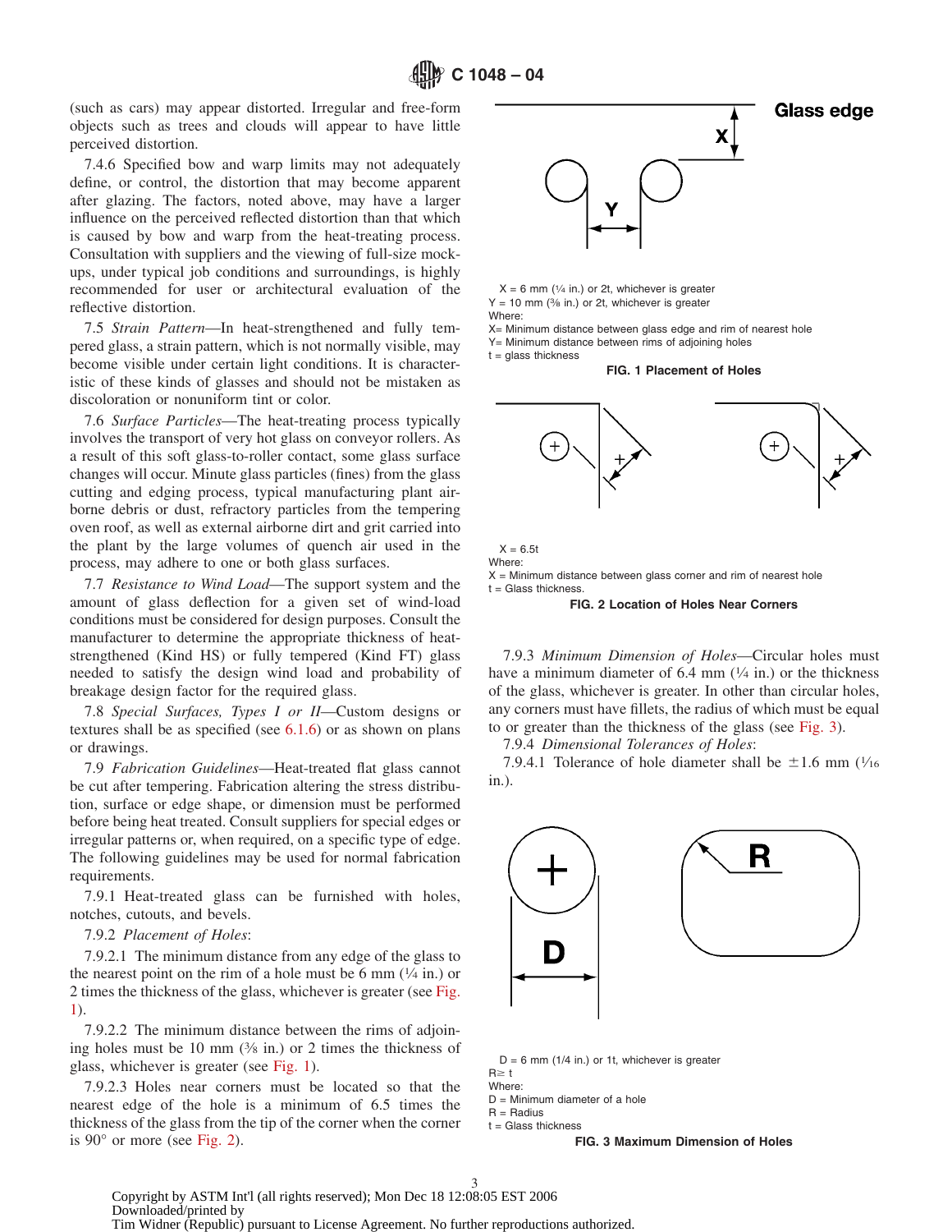(such as cars) may appear distorted. Irregular and free-form objects such as trees and clouds will appear to have little perceived distortion.

7.4.6 Specified bow and warp limits may not adequately define, or control, the distortion that may become apparent after glazing. The factors, noted above, may have a larger influence on the perceived reflected distortion than that which is caused by bow and warp from the heat-treating process. Consultation with suppliers and the viewing of full-size mock-ups, under typical job conditions and surroundings, is highly recommended for user or architectural evaluation of the reflective distortion.

7.5 *Strain Pattern*—In heat-strengthened and fully tempered glass, a strain pattern, which is not normally visible, may become visible under certain light conditions. It is characteristic of these kinds of glasses and should not be mistaken as discoloration or nonuniform tint or color.

7.6 *Surface Particles*—The heat-treating process typically involves the transport of very hot glass on conveyor rollers. As a result of this soft glass-to-roller contact, some glass surface changes will occur. Minute glass particles (fines) from the glass cutting and edging process, typical manufacturing plant airborne debris or dust, refractory particles from the tempering oven roof, as well as external airborne dirt and grit carried into the plant by the large volumes of quench air used in the process, may adhere to one or both glass surfaces.

7.7 *Resistance to Wind Load*—The support system and the amount of glass deflection for a given set of wind-load conditions must be considered for design purposes. Consult the manufacturer to determine the appropriate thickness of heat-strengthened (Kind HS) or fully tempered (Kind FT) glass needed to satisfy the design wind load and probability of breakage design factor for the required glass.

7.8 *Special Surfaces, Types I or II*—Custom designs or textures shall be as specified (see 6.1.6) or as shown on plans or drawings.

7.9 *Fabrication Guidelines*—Heat-treated flat glass cannot be cut after tempering. Fabrication altering the stress distribution, surface or edge shape, or dimension must be performed before being heat treated. Consult suppliers for special edges or irregular patterns or, when required, on a specific type of edge. The following guidelines may be used for normal fabrication requirements.

7.9.1 Heat-treated glass can be furnished with holes, notches, cutouts, and bevels.

7.9.2 *Placement of Holes*:

7.9.2.1 The minimum distance from any edge of the glass to the nearest point on the rim of a hole must be 6 mm (¼ in.) or 2 times the thickness of the glass, whichever is greater (see Fig. 1).

7.9.2.2 The minimum distance between the rims of adjoining holes must be 10 mm (⅜ in.) or 2 times the thickness of glass, whichever is greater (see Fig. 1).

7.9.2.3 Holes near corners must be located so that the nearest edge of the hole is a minimum of 6.5 times the thickness of the glass from the tip of the corner when the corner is 90° or more (see Fig. 2).

X = 6 mm (¼ in.) or 2t, whichever is greater
Y = 10 mm (⅜ in.) or 2t, whichever is greater
Where:
X= Minimum distance between glass edge and rim of nearest hole
Y= Minimum distance between rims of adjoining holes
t = glass thickness

**FIG. 1 Placement of Holes**

X = 6.5t
Where:
X = Minimum distance between glass corner and rim of nearest hole
t = Glass thickness.

**FIG. 2 Location of Holes Near Corners**

7.9.3 *Minimum Dimension of Holes*—Circular holes must have a minimum diameter of 6.4 mm (¼ in.) or the thickness of the glass, whichever is greater. In other than circular holes, any corners must have fillets, the radius of which must be equal to or greater than the thickness of the glass (see Fig. 3).

7.9.4 *Dimensional Tolerances of Holes*:

7.9.4.1 Tolerance of hole diameter shall be ±1.6 mm (1⁄16 in.).

D = 6 mm (1/4 in.) or 1t, whichever is greater
R≥ t
Where:
D = Minimum diameter of a hole
R = Radius
t = Glass thickness

**FIG. 3 Maximum Dimension of Holes**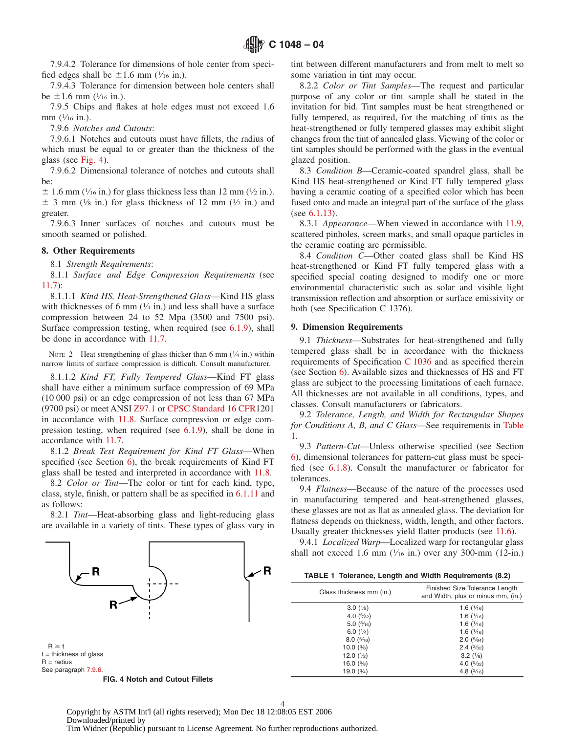7.9.4.2 Tolerance for dimensions of hole center from specified edges shall be ±1.6 mm (1⁄16 in.).

7.9.4.3 Tolerance for dimension between hole centers shall be ±1.6 mm (1⁄16 in.).

7.9.5 Chips and flakes at hole edges must not exceed 1.6 mm (1⁄16 in.).

7.9.6 *Notches and Cutouts*:

7.9.6.1 Notches and cutouts must have fillets, the radius of which must be equal to or greater than the thickness of the glass (see Fig. 4).

7.9.6.2 Dimensional tolerance of notches and cutouts shall be:

± 1.6 mm (1⁄16 in.) for glass thickness less than 12 mm (1⁄2 in.).
± 3 mm (1⁄8 in.) for glass thickness of 12 mm (1⁄2 in.) and greater.

7.9.6.3 Inner surfaces of notches and cutouts must be smooth seamed or polished.

## 8. Other Requirements

8.1 *Strength Requirements*:

8.1.1 *Surface and Edge Compression Requirements* (see 11.7):

8.1.1.1 *Kind HS, Heat-Strengthened Glass*—Kind HS glass with thicknesses of 6 mm (1⁄4 in.) and less shall have a surface compression between 24 to 52 Mpa (3500 and 7500 psi). Surface compression testing, when required (see 6.1.9), shall be done in accordance with 11.7.

NOTE 2—Heat strengthening of glass thicker than 6 mm (1⁄4 in.) within narrow limits of surface compression is difficult. Consult manufacturer.

8.1.1.2 *Kind FT, Fully Tempered Glass*—Kind FT glass shall have either a minimum surface compression of 69 MPa (10 000 psi) or an edge compression of not less than 67 MPa (9700 psi) or meet ANSI Z97.1 or CPSC Standard 16 CFR1201 in accordance with 11.8. Surface compression or edge compression testing, when required (see 6.1.9), shall be done in accordance with 11.7.

8.1.2 *Break Test Requirement for Kind FT Glass*—When specified (see Section 6), the break requirements of Kind FT glass shall be tested and interpreted in accordance with 11.8.

8.2 *Color or Tint*—The color or tint for each kind, type, class, style, finish, or pattern shall be as specified in 6.1.11 and as follows:

8.2.1 *Tint*—Heat-absorbing glass and light-reducing glass are available in a variety of tints. These types of glass vary in tint between different manufacturers and from melt to melt so some variation in tint may occur.

8.2.2 *Color or Tint Samples*—The request and particular purpose of any color or tint sample shall be stated in the invitation for bid. Tint samples must be heat strengthened or fully tempered, as required, for the matching of tints as the heat-strengthened or fully tempered glasses may exhibit slight changes from the tint of annealed glass. Viewing of the color or tint samples should be performed with the glass in the eventual glazed position.

8.3 *Condition B*—Ceramic-coated spandrel glass, shall be Kind HS heat-strengthened or Kind FT fully tempered glass having a ceramic coating of a specified color which has been fused onto and made an integral part of the surface of the glass (see 6.1.13).

8.3.1 *Appearance*—When viewed in accordance with 11.9, scattered pinholes, screen marks, and small opaque particles in the ceramic coating are permissible.

8.4 *Condition C*—Other coated glass shall be Kind HS heat-strengthened or Kind FT fully tempered glass with a specified special coating designed to modify one or more environmental characteristic such as solar and visible light transmission reflection and absorption or surface emissivity or both (see Specification C 1376).

R ≥ t
t = thickness of glass
R = radius
See paragraph 7.9.6.

**FIG. 4 Notch and Cutout Fillets**

## 9. Dimension Requirements

9.1 *Thickness*—Substrates for heat-strengthened and fully tempered glass shall be in accordance with the thickness requirements of Specification C 1036 and as specified therein (see Section 6). Available sizes and thicknesses of HS and FT glass are subject to the processing limitations of each furnace. All thicknesses are not available in all conditions, types, and classes. Consult manufacturers or fabricators.

9.2 *Tolerance, Length, and Width for Rectangular Shapes for Conditions A, B, and C Glass*—See requirements in Table 1.

9.3 *Pattern-Cut*—Unless otherwise specified (see Section 6), dimensional tolerances for pattern-cut glass must be specified (see 6.1.8). Consult the manufacturer or fabricator for tolerances.

9.4 *Flatness*—Because of the nature of the processes used in manufacturing tempered and heat-strengthened glasses, these glasses are not as flat as annealed glass. The deviation for flatness depends on thickness, width, length, and other factors. Usually greater thicknesses yield flatter products (see 11.6).

9.4.1 *Localized Warp*—Localized warp for rectangular glass shall not exceed 1.6 mm (1⁄16 in.) over any 300-mm (12-in.)

**TABLE 1 Tolerance, Length and Width Requirements (8.2)**

| Glass thickness mm (in.) | Finished Size Tolerance Length and Width, plus or minus mm, (in.) |
|---|---|
| 3.0 (1⁄8) | 1.6 (1⁄16) |
| 4.0 (5⁄32) | 1.6 (1⁄16) |
| 5.0 (3⁄16) | 1.6 (1⁄16) |
| 6.0 (1⁄4) | 1.6 (1⁄16) |
| 8.0 (5⁄16) | 2.0 (5⁄64) |
| 10.0 (3⁄8) | 2.4 (3⁄32) |
| 12.0 (1⁄2) | 3.2 (1⁄8) |
| 16.0 (5⁄8) | 4.0 (5⁄32) |
| 19.0 (3⁄4) | 4.8 (3⁄16) |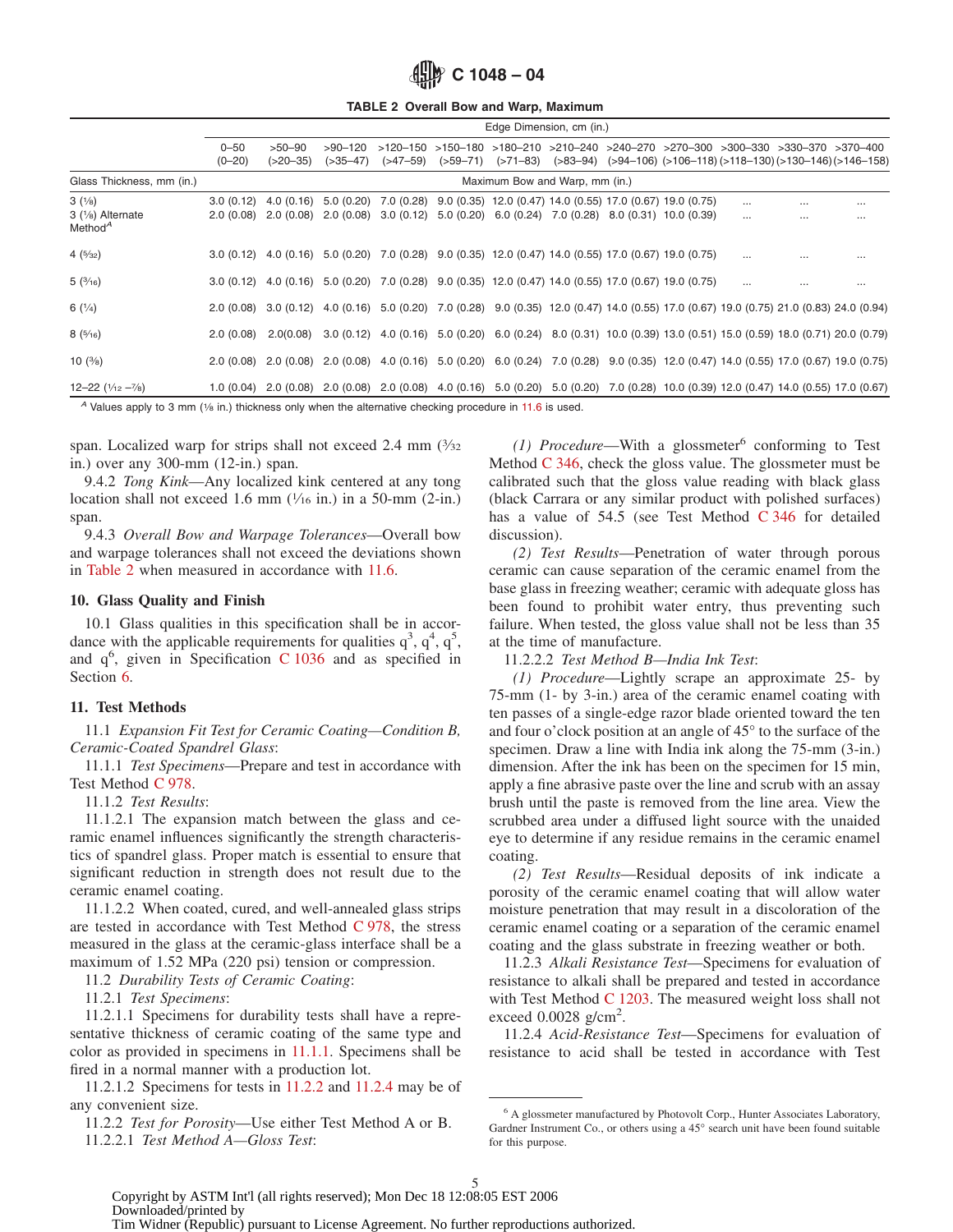**TABLE 2 Overall Bow and Warp, Maximum**

| | Edge Dimension, cm (in.) | | | | | | | | | | | |
|---|---|---|---|---|---|---|---|---|---|---|---|---|
| | 0–50 (0–20) | >50–90 (>20–35) | >90–120 (>35–47) | >120–150 (>47–59) | >150–180 (>59–71) | >180–210 (>71–83) | >210–240 (>83–94) | >240–270 (>94–106) | >270–300 (>106–118) | >300–330 (>118–130) | >330–370 (>130–146) | >370–400 (>146–158) |
| Glass Thickness, mm (in.) | Maximum Bow and Warp, mm (in.) | | | | | | | | | | | |
| 3 (1⁄8) | 3.0 (0.12) | 4.0 (0.16) | 5.0 (0.20) | 7.0 (0.28) | 9.0 (0.35) | 12.0 (0.47) | 14.0 (0.55) | 17.0 (0.67) | 19.0 (0.75) | ... | ... | ... |
| 3 (1⁄8) Alternate Method[A] | 2.0 (0.08) | 2.0 (0.08) | 2.0 (0.08) | 3.0 (0.12) | 5.0 (0.20) | 6.0 (0.24) | 7.0 (0.28) | 8.0 (0.31) | 10.0 (0.39) | ... | ... | ... |
| 4 (5⁄32) | 3.0 (0.12) | 4.0 (0.16) | 5.0 (0.20) | 7.0 (0.28) | 9.0 (0.35) | 12.0 (0.47) | 14.0 (0.55) | 17.0 (0.67) | 19.0 (0.75) | ... | ... | ... |
| 5 (3⁄16) | 3.0 (0.12) | 4.0 (0.16) | 5.0 (0.20) | 7.0 (0.28) | 9.0 (0.35) | 12.0 (0.47) | 14.0 (0.55) | 17.0 (0.67) | 19.0 (0.75) | ... | ... | ... |
| 6 (1⁄4) | 2.0 (0.08) | 3.0 (0.12) | 4.0 (0.16) | 5.0 (0.20) | 7.0 (0.28) | 9.0 (0.35) | 12.0 (0.47) | 14.0 (0.55) | 17.0 (0.67) | 19.0 (0.75) | 21.0 (0.83) | 24.0 (0.94) |
| 8 (5⁄16) | 2.0 (0.08) | 2.0(0.08) | 3.0 (0.12) | 4.0 (0.16) | 5.0 (0.20) | 6.0 (0.24) | 8.0 (0.31) | 10.0 (0.39) | 13.0 (0.51) | 15.0 (0.59) | 18.0 (0.71) | 20.0 (0.79) |
| 10 (3⁄8) | 2.0 (0.08) | 2.0 (0.08) | 2.0 (0.08) | 4.0 (0.16) | 5.0 (0.20) | 6.0 (0.24) | 7.0 (0.28) | 9.0 (0.35) | 12.0 (0.47) | 14.0 (0.55) | 17.0 (0.67) | 19.0 (0.75) |
| 12–22 (1⁄12 –7⁄8) | 1.0 (0.04) | 2.0 (0.08) | 2.0 (0.08) | 2.0 (0.08) | 4.0 (0.16) | 5.0 (0.20) | 5.0 (0.20) | 7.0 (0.28) | 10.0 (0.39) | 12.0 (0.47) | 14.0 (0.55) | 17.0 (0.67) |

[A] Values apply to 3 mm (1⁄8 in.) thickness only when the alternative checking procedure in 11.6 is used.

span. Localized warp for strips shall not exceed 2.4 mm (3⁄32 in.) over any 300-mm (12-in.) span.

9.4.2 *Tong Kink*—Any localized kink centered at any tong location shall not exceed 1.6 mm (1⁄16 in.) in a 50-mm (2-in.) span.

9.4.3 *Overall Bow and Warpage Tolerances*—Overall bow and warpage tolerances shall not exceed the deviations shown in Table 2 when measured in accordance with 11.6.

## 10. Glass Quality and Finish

10.1 Glass qualities in this specification shall be in accordance with the applicable requirements for qualities $q^3$, $q^4$, $q^5$, and $q^6$, given in Specification C 1036 and as specified in Section 6.

## 11. Test Methods

11.1 *Expansion Fit Test for Ceramic Coating—Condition B, Ceramic-Coated Spandrel Glass*:

11.1.1 *Test Specimens*—Prepare and test in accordance with Test Method C 978.

11.1.2 *Test Results*:

11.1.2.1 The expansion match between the glass and ceramic enamel influences significantly the strength characteristics of spandrel glass. Proper match is essential to ensure that significant reduction in strength does not result due to the ceramic enamel coating.

11.1.2.2 When coated, cured, and well-annealed glass strips are tested in accordance with Test Method C 978, the stress measured in the glass at the ceramic-glass interface shall be a maximum of 1.52 MPa (220 psi) tension or compression.

11.2 *Durability Tests of Ceramic Coating*:

11.2.1 *Test Specimens*:

11.2.1.1 Specimens for durability tests shall have a representative thickness of ceramic coating of the same type and color as provided in specimens in 11.1.1. Specimens shall be fired in a normal manner with a production lot.

11.2.1.2 Specimens for tests in 11.2.2 and 11.2.4 may be of any convenient size.

11.2.2 *Test for Porosity*—Use either Test Method A or B.

11.2.2.1 *Test Method A—Gloss Test*:

*(1) Procedure*—With a glossmeter[6] conforming to Test Method C 346, check the gloss value. The glossmeter must be calibrated such that the gloss value reading with black glass (black Carrara or any similar product with polished surfaces) has a value of 54.5 (see Test Method C 346 for detailed discussion).

*(2) Test Results*—Penetration of water through porous ceramic can cause separation of the ceramic enamel from the base glass in freezing weather; ceramic with adequate gloss has been found to prohibit water entry, thus preventing such failure. When tested, the gloss value shall not be less than 35 at the time of manufacture.

11.2.2.2 *Test Method B—India Ink Test*:

*(1) Procedure*—Lightly scrape an approximate 25- by 75-mm (1- by 3-in.) area of the ceramic enamel coating with ten passes of a single-edge razor blade oriented toward the ten and four o'clock position at an angle of 45° to the surface of the specimen. Draw a line with India ink along the 75-mm (3-in.) dimension. After the ink has been on the specimen for 15 min, apply a fine abrasive paste over the line and scrub with an assay brush until the paste is removed from the line area. View the scrubbed area under a diffused light source with the unaided eye to determine if any residue remains in the ceramic enamel coating.

*(2) Test Results*—Residual deposits of ink indicate a porosity of the ceramic enamel coating that will allow water moisture penetration that may result in a discoloration of the ceramic enamel coating or a separation of the ceramic enamel coating and the glass substrate in freezing weather or both.

11.2.3 *Alkali Resistance Test*—Specimens for evaluation of resistance to alkali shall be prepared and tested in accordance with Test Method C 1203. The measured weight loss shall not exceed 0.0028 g/cm$^2$.

11.2.4 *Acid-Resistance Test*—Specimens for evaluation of resistance to acid shall be tested in accordance with Test

[6] A glossmeter manufactured by Photovolt Corp., Hunter Associates Laboratory, Gardner Instrument Co., or others using a 45° search unit have been found suitable for this purpose.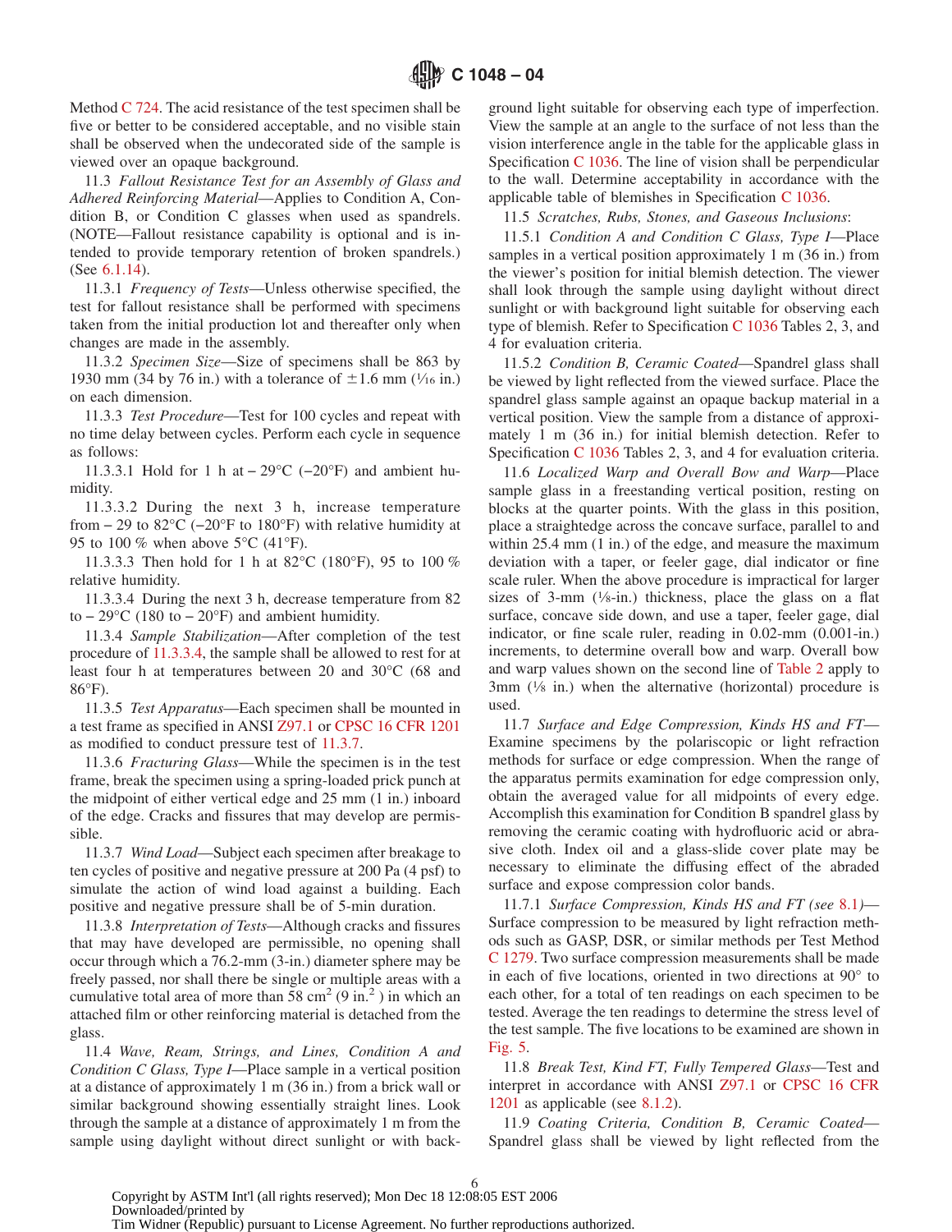Method C 724. The acid resistance of the test specimen shall be five or better to be considered acceptable, and no visible stain shall be observed when the undecorated side of the sample is viewed over an opaque background.

11.3 *Fallout Resistance Test for an Assembly of Glass and Adhered Reinforcing Material*—Applies to Condition A, Condition B, or Condition C glasses when used as spandrels. (NOTE—Fallout resistance capability is optional and is intended to provide temporary retention of broken spandrels.) (See 6.1.14).

11.3.1 *Frequency of Tests*—Unless otherwise specified, the test for fallout resistance shall be performed with specimens taken from the initial production lot and thereafter only when changes are made in the assembly.

11.3.2 *Specimen Size*—Size of specimens shall be 863 by 1930 mm (34 by 76 in.) with a tolerance of ±1.6 mm (1⁄16 in.) on each dimension.

11.3.3 *Test Procedure*—Test for 100 cycles and repeat with no time delay between cycles. Perform each cycle in sequence as follows:

11.3.3.1 Hold for 1 h at − 29°C (−20°F) and ambient humidity.

11.3.3.2 During the next 3 h, increase temperature from − 29 to 82°C (−20°F to 180°F) with relative humidity at 95 to 100 % when above 5°C (41°F).

11.3.3.3 Then hold for 1 h at 82°C (180°F), 95 to 100 % relative humidity.

11.3.3.4 During the next 3 h, decrease temperature from 82 to − 29°C (180 to − 20°F) and ambient humidity.

11.3.4 *Sample Stabilization*—After completion of the test procedure of 11.3.3.4, the sample shall be allowed to rest for at least four h at temperatures between 20 and 30°C (68 and 86°F).

11.3.5 *Test Apparatus*—Each specimen shall be mounted in a test frame as specified in ANSI Z97.1 or CPSC 16 CFR 1201 as modified to conduct pressure test of 11.3.7.

11.3.6 *Fracturing Glass*—While the specimen is in the test frame, break the specimen using a spring-loaded prick punch at the midpoint of either vertical edge and 25 mm (1 in.) inboard of the edge. Cracks and fissures that may develop are permissible.

11.3.7 *Wind Load*—Subject each specimen after breakage to ten cycles of positive and negative pressure at 200 Pa (4 psf) to simulate the action of wind load against a building. Each positive and negative pressure shall be of 5-min duration.

11.3.8 *Interpretation of Tests*—Although cracks and fissures that may have developed are permissible, no opening shall occur through which a 76.2-mm (3-in.) diameter sphere may be freely passed, nor shall there be single or multiple areas with a cumulative total area of more than 58 $cm^2$ (9 $in.^2$ ) in which an attached film or other reinforcing material is detached from the glass.

11.4 *Wave, Ream, Strings, and Lines, Condition A and Condition C Glass, Type I*—Place sample in a vertical position at a distance of approximately 1 m (36 in.) from a brick wall or similar background showing essentially straight lines. Look through the sample at a distance of approximately 1 m from the sample using daylight without direct sunlight or with background light suitable for observing each type of imperfection. View the sample at an angle to the surface of not less than the vision interference angle in the table for the applicable glass in Specification C 1036. The line of vision shall be perpendicular to the wall. Determine acceptability in accordance with the applicable table of blemishes in Specification C 1036.

11.5 *Scratches, Rubs, Stones, and Gaseous Inclusions*:

11.5.1 *Condition A and Condition C Glass, Type I*—Place samples in a vertical position approximately 1 m (36 in.) from the viewer's position for initial blemish detection. The viewer shall look through the sample using daylight without direct sunlight or with background light suitable for observing each type of blemish. Refer to Specification C 1036 Tables 2, 3, and 4 for evaluation criteria.

11.5.2 *Condition B, Ceramic Coated*—Spandrel glass shall be viewed by light reflected from the viewed surface. Place the spandrel glass sample against an opaque backup material in a vertical position. View the sample from a distance of approximately 1 m (36 in.) for initial blemish detection. Refer to Specification C 1036 Tables 2, 3, and 4 for evaluation criteria.

11.6 *Localized Warp and Overall Bow and Warp*—Place sample glass in a freestanding vertical position, resting on blocks at the quarter points. With the glass in this position, place a straightedge across the concave surface, parallel to and within 25.4 mm (1 in.) of the edge, and measure the maximum deviation with a taper, or feeler gage, dial indicator or fine scale ruler. When the above procedure is impractical for larger sizes of 3-mm (1⁄8-in.) thickness, place the glass on a flat surface, concave side down, and use a taper, feeler gage, dial indicator, or fine scale ruler, reading in 0.02-mm (0.001-in.) increments, to determine overall bow and warp. Overall bow and warp values shown on the second line of Table 2 apply to 3mm (1⁄8 in.) when the alternative (horizontal) procedure is used.

11.7 *Surface and Edge Compression, Kinds HS and FT*—Examine specimens by the polariscopic or light refraction methods for surface or edge compression. When the range of the apparatus permits examination for edge compression only, obtain the averaged value for all midpoints of every edge. Accomplish this examination for Condition B spandrel glass by removing the ceramic coating with hydrofluoric acid or abrasive cloth. Index oil and a glass-slide cover plate may be necessary to eliminate the diffusing effect of the abraded surface and expose compression color bands.

11.7.1 *Surface Compression, Kinds HS and FT (see 8.1)*—Surface compression to be measured by light refraction methods such as GASP, DSR, or similar methods per Test Method C 1279. Two surface compression measurements shall be made in each of five locations, oriented in two directions at 90° to each other, for a total of ten readings on each specimen to be tested. Average the ten readings to determine the stress level of the test sample. The five locations to be examined are shown in Fig. 5.

11.8 *Break Test, Kind FT, Fully Tempered Glass*—Test and interpret in accordance with ANSI Z97.1 or CPSC 16 CFR 1201 as applicable (see 8.1.2).

11.9 *Coating Criteria, Condition B, Ceramic Coated*—Spandrel glass shall be viewed by light reflected from the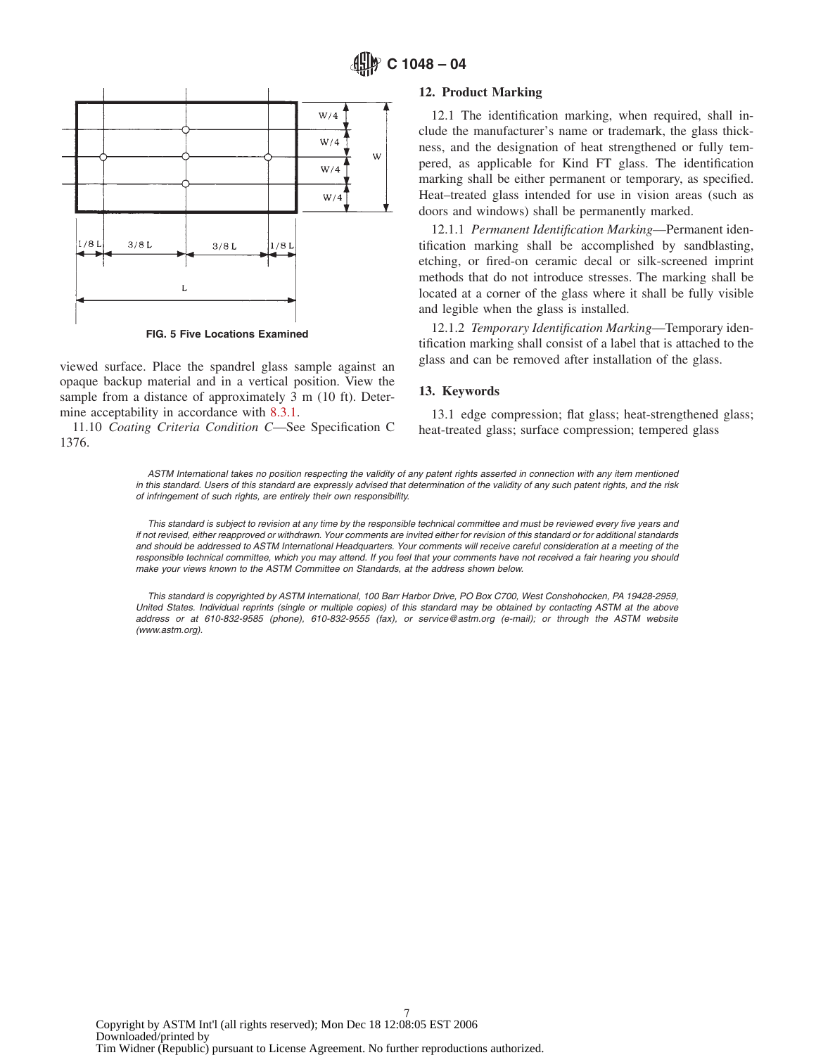W/4
W/4
W/4
W/4
W
1/8 L
3/8 L
3/8 L
1/8 L
L

**FIG. 5 Five Locations Examined**

viewed surface. Place the spandrel glass sample against an opaque backup material and in a vertical position. View the sample from a distance of approximately 3 m (10 ft). Determine acceptability in accordance with 8.3.1.

11.10 *Coating Criteria Condition C*—See Specification C 1376.

## 12. Product Marking

12.1 The identification marking, when required, shall include the manufacturer's name or trademark, the glass thickness, and the designation of heat strengthened or fully tempered, as applicable for Kind FT glass. The identification marking shall be either permanent or temporary, as specified. Heat–treated glass intended for use in vision areas (such as doors and windows) shall be permanently marked.

12.1.1 *Permanent Identification Marking*—Permanent identification marking shall be accomplished by sandblasting, etching, or fired-on ceramic decal or silk-screened imprint methods that do not introduce stresses. The marking shall be located at a corner of the glass where it shall be fully visible and legible when the glass is installed.

12.1.2 *Temporary Identification Marking*—Temporary identification marking shall consist of a label that is attached to the glass and can be removed after installation of the glass.

## 13. Keywords

13.1 edge compression; flat glass; heat-strengthened glass; heat-treated glass; surface compression; tempered glass

*ASTM International takes no position respecting the validity of any patent rights asserted in connection with any item mentioned in this standard. Users of this standard are expressly advised that determination of the validity of any such patent rights, and the risk of infringement of such rights, are entirely their own responsibility.*

*This standard is subject to revision at any time by the responsible technical committee and must be reviewed every five years and if not revised, either reapproved or withdrawn. Your comments are invited either for revision of this standard or for additional standards and should be addressed to ASTM International Headquarters. Your comments will receive careful consideration at a meeting of the responsible technical committee, which you may attend. If you feel that your comments have not received a fair hearing you should make your views known to the ASTM Committee on Standards, at the address shown below.*

*This standard is copyrighted by ASTM International, 100 Barr Harbor Drive, PO Box C700, West Conshohocken, PA 19428-2959, United States. Individual reprints (single or multiple copies) of this standard may be obtained by contacting ASTM at the above address or at 610-832-9585 (phone), 610-832-9555 (fax), or service@astm.org (e-mail); or through the ASTM website (www.astm.org).*